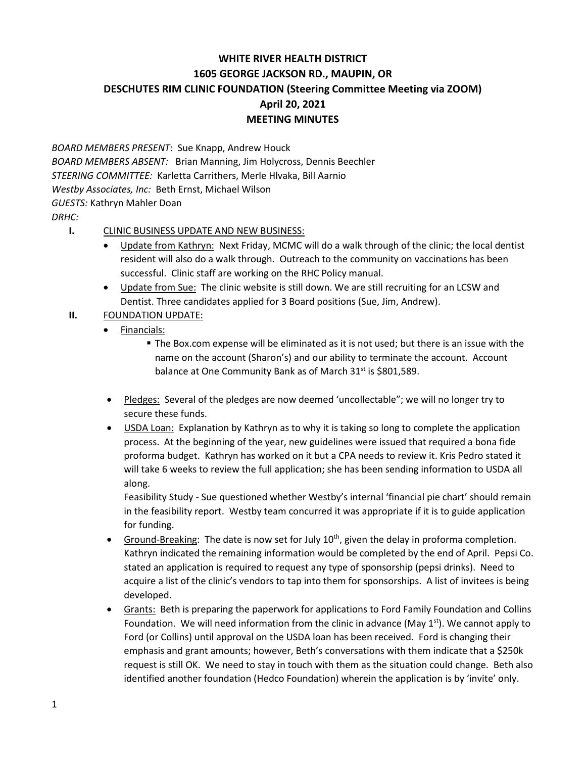# WHITE RIVER HEALTH DISTRICT
# 1605 GEORGE JACKSON RD., MAUPIN, OR
# DESCHUTES RIM CLINIC FOUNDATION (Steering Committee Meeting via ZOOM)
# April 20, 2021
# MEETING MINUTES

*BOARD MEMBERS PRESENT*: Sue Knapp, Andrew Houck
*BOARD MEMBERS ABSENT:* Brian Manning, Jim Holycross, Dennis Beechler
*STEERING COMMITTEE:* Karletta Carrithers, Merle Hlvaka, Bill Aarnio
*Westby Associates, Inc:* Beth Ernst, Michael Wilson
*GUESTS:* Kathryn Mahler Doan
*DRHC:*

**I.** CLINIC BUSINESS UPDATE AND NEW BUSINESS:

- Update from Kathryn: Next Friday, MCMC will do a walk through of the clinic; the local dentist resident will also do a walk through. Outreach to the community on vaccinations has been successful. Clinic staff are working on the RHC Policy manual.
- Update from Sue: The clinic website is still down. We are still recruiting for an LCSW and Dentist. Three candidates applied for 3 Board positions (Sue, Jim, Andrew).

**II.** FOUNDATION UPDATE:

- Financials:
  - The Box.com expense will be eliminated as it is not used; but there is an issue with the name on the account (Sharon's) and our ability to terminate the account. Account balance at One Community Bank as of March 31st is $801,589.
- Pledges: Several of the pledges are now deemed 'uncollectable"; we will no longer try to secure these funds.
- USDA Loan: Explanation by Kathryn as to why it is taking so long to complete the application process. At the beginning of the year, new guidelines were issued that required a bona fide proforma budget. Kathryn has worked on it but a CPA needs to review it. Kris Pedro stated it will take 6 weeks to review the full application; she has been sending information to USDA all along.

  Feasibility Study - Sue questioned whether Westby's internal 'financial pie chart' should remain in the feasibility report. Westby team concurred it was appropriate if it is to guide application for funding.
- Ground-Breaking: The date is now set for July 10th, given the delay in proforma completion. Kathryn indicated the remaining information would be completed by the end of April. Pepsi Co. stated an application is required to request any type of sponsorship (pepsi drinks). Need to acquire a list of the clinic's vendors to tap into them for sponsorships. A list of invitees is being developed.
- Grants: Beth is preparing the paperwork for applications to Ford Family Foundation and Collins Foundation. We will need information from the clinic in advance (May 1st). We cannot apply to Ford (or Collins) until approval on the USDA loan has been received. Ford is changing their emphasis and grant amounts; however, Beth's conversations with them indicate that a $250k request is still OK. We need to stay in touch with them as the situation could change. Beth also identified another foundation (Hedco Foundation) wherein the application is by 'invite' only.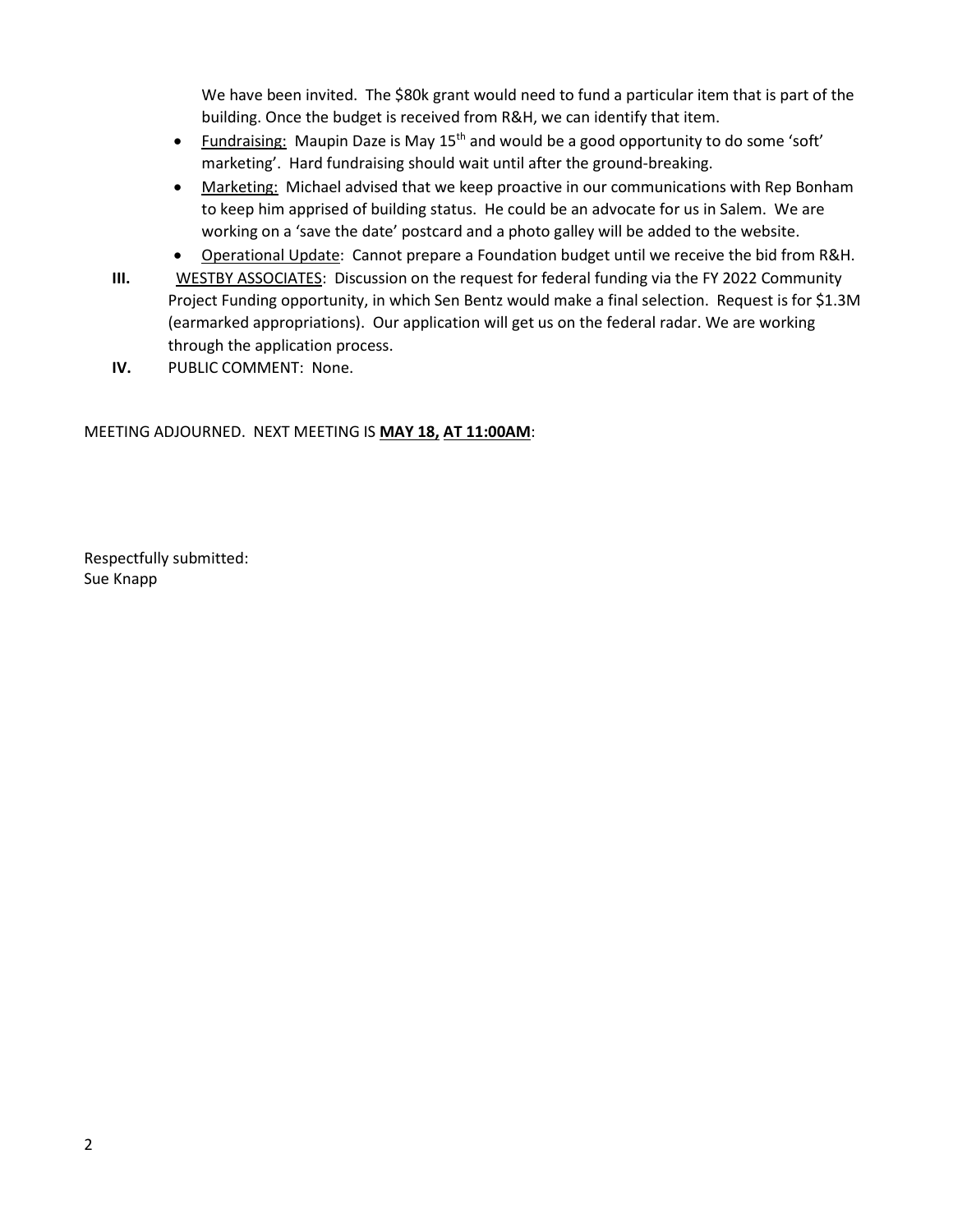We have been invited. The $80k grant would need to fund a particular item that is part of the building. Once the budget is received from R&H, we can identify that item.

- Fundraising: Maupin Daze is May 15th and would be a good opportunity to do some 'soft' marketing'. Hard fundraising should wait until after the ground-breaking.
- Marketing: Michael advised that we keep proactive in our communications with Rep Bonham to keep him apprised of building status. He could be an advocate for us in Salem. We are working on a 'save the date' postcard and a photo galley will be added to the website.
- Operational Update: Cannot prepare a Foundation budget until we receive the bid from R&H.

**III.** WESTBY ASSOCIATES: Discussion on the request for federal funding via the FY 2022 Community Project Funding opportunity, in which Sen Bentz would make a final selection. Request is for $1.3M (earmarked appropriations). Our application will get us on the federal radar. We are working through the application process.

**IV.** PUBLIC COMMENT: None.

MEETING ADJOURNED. NEXT MEETING IS **MAY 18, AT 11:00AM**:

Respectfully submitted:
Sue Knapp